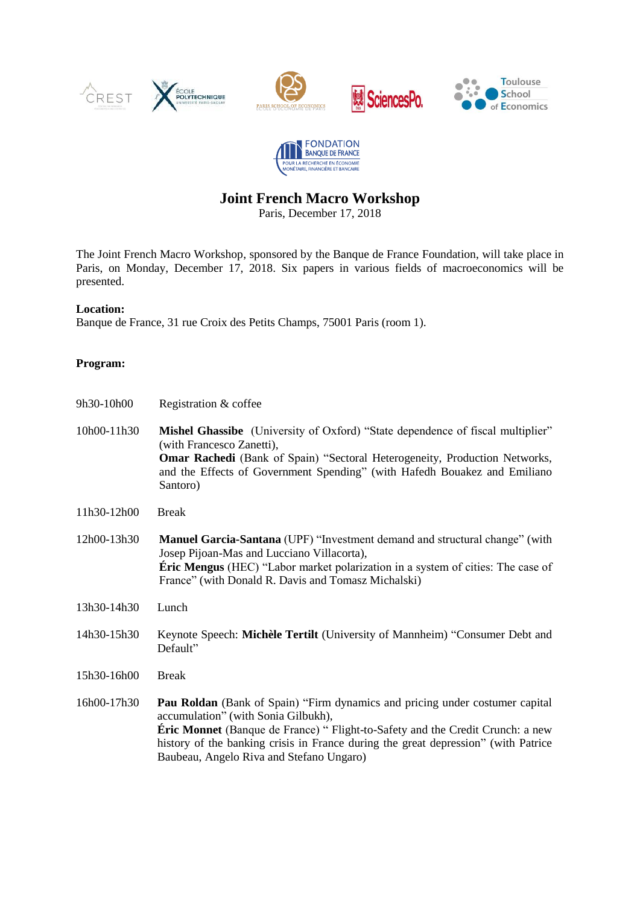# Joint French Macro Workshop

Paris, December 17, 2018

The Joint French Macro Workshop, sponsored by the Banque de France Foundation, will take place in Paris, on Monday, December 17, 2018. Six papers in various fields of macroeconomics will be presented.

**Location:**
Banque de France, 31 rue Croix des Petits Champs, 75001 Paris (room 1).

**Program:**

| | |
|---|---|
| 9h30-10h00 | Registration & coffee |
| 10h00-11h30 | **Mishel Ghassibe** (University of Oxford) "State dependence of fiscal multiplier" (with Francesco Zanetti),<br>**Omar Rachedi** (Bank of Spain) "Sectoral Heterogeneity, Production Networks, and the Effects of Government Spending" (with Hafedh Bouakez and Emiliano Santoro) |
| 11h30-12h00 | Break |
| 12h00-13h30 | **Manuel Garcia-Santana** (UPF) "Investment demand and structural change" (with Josep Pijoan-Mas and Lucciano Villacorta),<br>**Éric Mengus** (HEC) "Labor market polarization in a system of cities: The case of France" (with Donald R. Davis and Tomasz Michalski) |
| 13h30-14h30 | Lunch |
| 14h30-15h30 | Keynote Speech: **Michèle Tertilt** (University of Mannheim) "Consumer Debt and Default" |
| 15h30-16h00 | Break |
| 16h00-17h30 | **Pau Roldan** (Bank of Spain) "Firm dynamics and pricing under costumer capital accumulation" (with Sonia Gilbukh),<br>**Éric Monnet** (Banque de France) " Flight-to-Safety and the Credit Crunch: a new history of the banking crisis in France during the great depression" (with Patrice Baubeau, Angelo Riva and Stefano Ungaro) |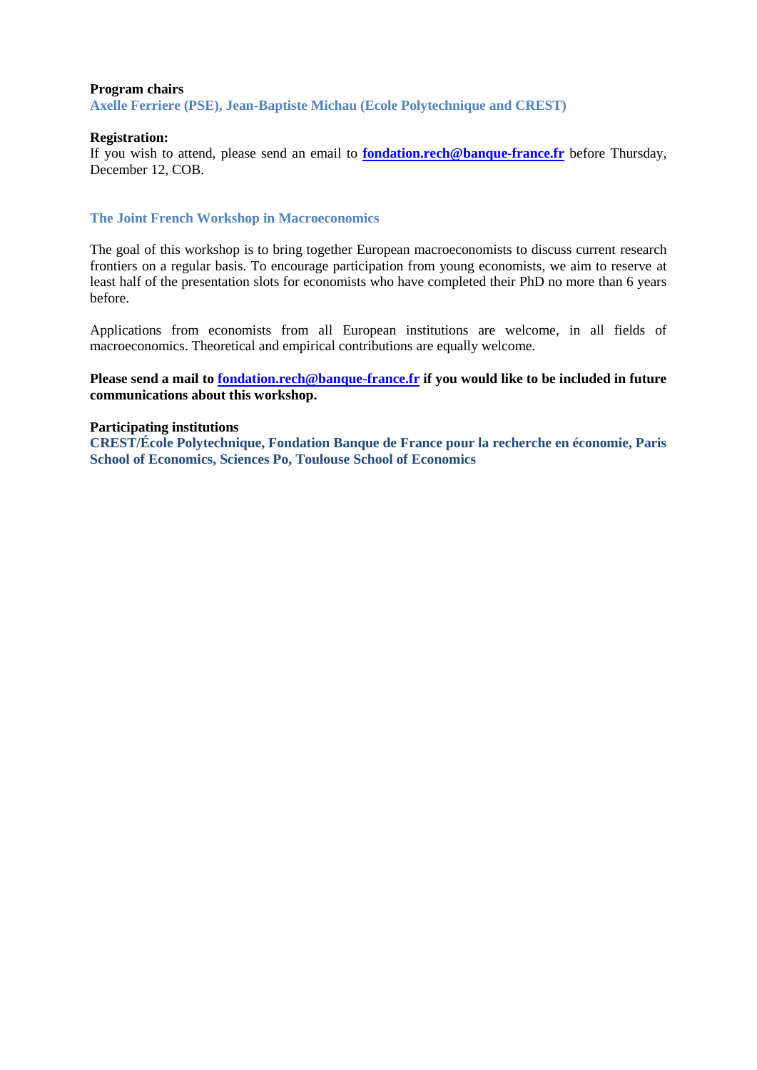**Program chairs**

**Axelle Ferriere (PSE), Jean-Baptiste Michau (Ecole Polytechnique and CREST)**

**Registration:**

If you wish to attend, please send an email to **fondation.rech@banque-france.fr** before Thursday, December 12, COB.

## The Joint French Workshop in Macroeconomics

The goal of this workshop is to bring together European macroeconomists to discuss current research frontiers on a regular basis. To encourage participation from young economists, we aim to reserve at least half of the presentation slots for economists who have completed their PhD no more than 6 years before.

Applications from economists from all European institutions are welcome, in all fields of macroeconomics. Theoretical and empirical contributions are equally welcome.

**Please send a mail to fondation.rech@banque-france.fr if you would like to be included in future communications about this workshop.**

**Participating institutions**

**CREST/École Polytechnique, Fondation Banque de France pour la recherche en économie, Paris School of Economics, Sciences Po, Toulouse School of Economics**